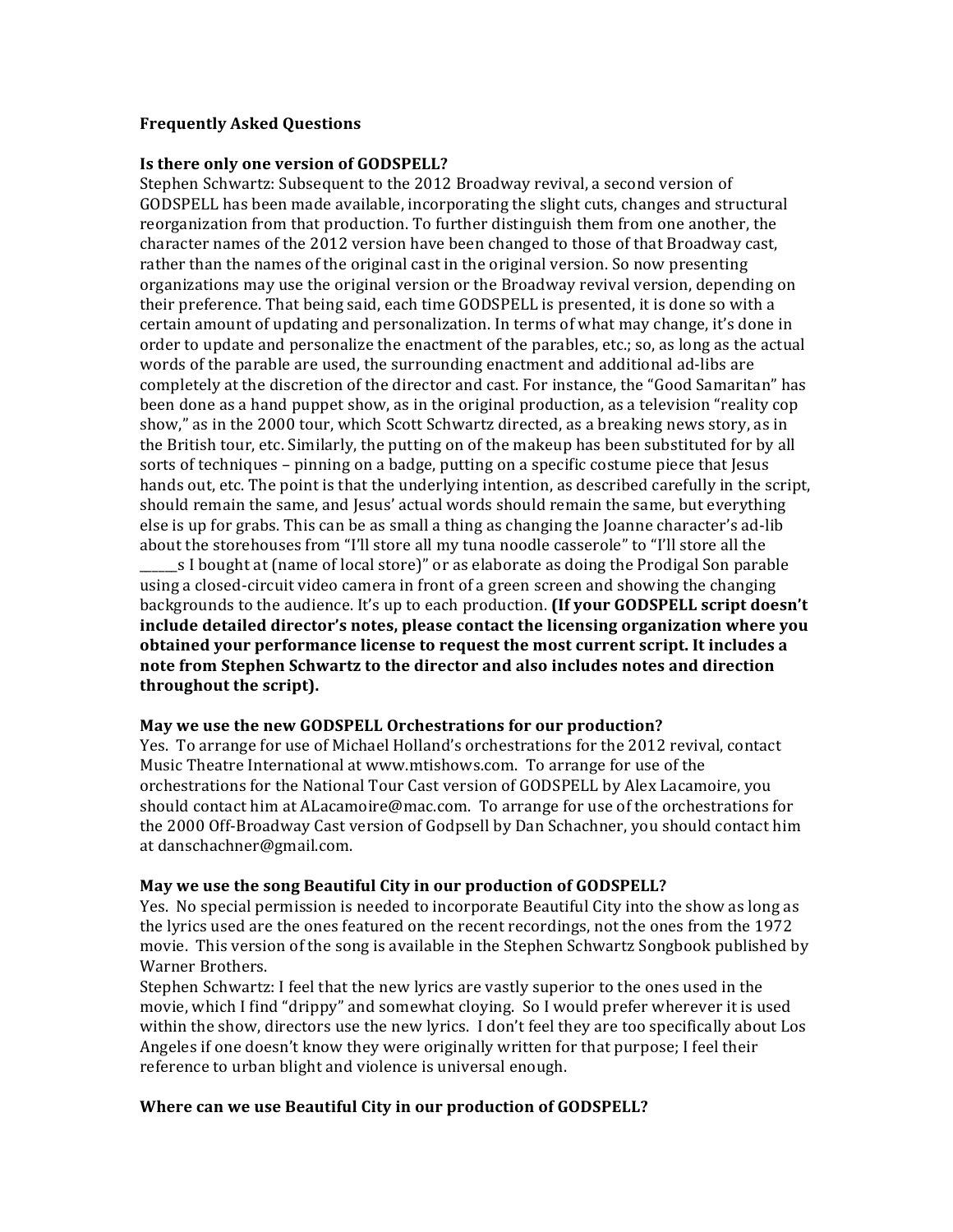## Frequently Asked Questions

### Is there only one version of GODSPELL?

Stephen Schwartz: Subsequent to the 2012 Broadway revival, a second version of GODSPELL has been made available, incorporating the slight cuts, changes and structural reorganization from that production. To further distinguish them from one another, the character names of the 2012 version have been changed to those of that Broadway cast, rather than the names of the original cast in the original version. So now presenting organizations may use the original version or the Broadway revival version, depending on their preference. That being said, each time GODSPELL is presented, it is done so with a certain amount of updating and personalization. In terms of what may change, it's done in order to update and personalize the enactment of the parables, etc.; so, as long as the actual words of the parable are used, the surrounding enactment and additional ad-libs are completely at the discretion of the director and cast. For instance, the "Good Samaritan" has been done as a hand puppet show, as in the original production, as a television "reality cop show," as in the 2000 tour, which Scott Schwartz directed, as a breaking news story, as in the British tour, etc. Similarly, the putting on of the makeup has been substituted for by all sorts of techniques – pinning on a badge, putting on a specific costume piece that Jesus hands out, etc. The point is that the underlying intention, as described carefully in the script, should remain the same, and Jesus' actual words should remain the same, but everything else is up for grabs. This can be as small a thing as changing the Joanne character's ad-lib about the storehouses from "I'll store all my tuna noodle casserole" to "I'll store all the ______s I bought at (name of local store)" or as elaborate as doing the Prodigal Son parable using a closed-circuit video camera in front of a green screen and showing the changing backgrounds to the audience. It's up to each production. **(If your GODSPELL script doesn't include detailed director's notes, please contact the licensing organization where you obtained your performance license to request the most current script. It includes a note from Stephen Schwartz to the director and also includes notes and direction throughout the script).**

### May we use the new GODSPELL Orchestrations for our production?

Yes. To arrange for use of Michael Holland's orchestrations for the 2012 revival, contact Music Theatre International at www.mtishows.com. To arrange for use of the orchestrations for the National Tour Cast version of GODSPELL by Alex Lacamoire, you should contact him at ALacamoire@mac.com. To arrange for use of the orchestrations for the 2000 Off-Broadway Cast version of Godpsell by Dan Schachner, you should contact him at danschachner@gmail.com.

### May we use the song Beautiful City in our production of GODSPELL?

Yes. No special permission is needed to incorporate Beautiful City into the show as long as the lyrics used are the ones featured on the recent recordings, not the ones from the 1972 movie. This version of the song is available in the Stephen Schwartz Songbook published by Warner Brothers.

Stephen Schwartz: I feel that the new lyrics are vastly superior to the ones used in the movie, which I find "drippy" and somewhat cloying. So I would prefer wherever it is used within the show, directors use the new lyrics. I don't feel they are too specifically about Los Angeles if one doesn't know they were originally written for that purpose; I feel their reference to urban blight and violence is universal enough.

### Where can we use Beautiful City in our production of GODSPELL?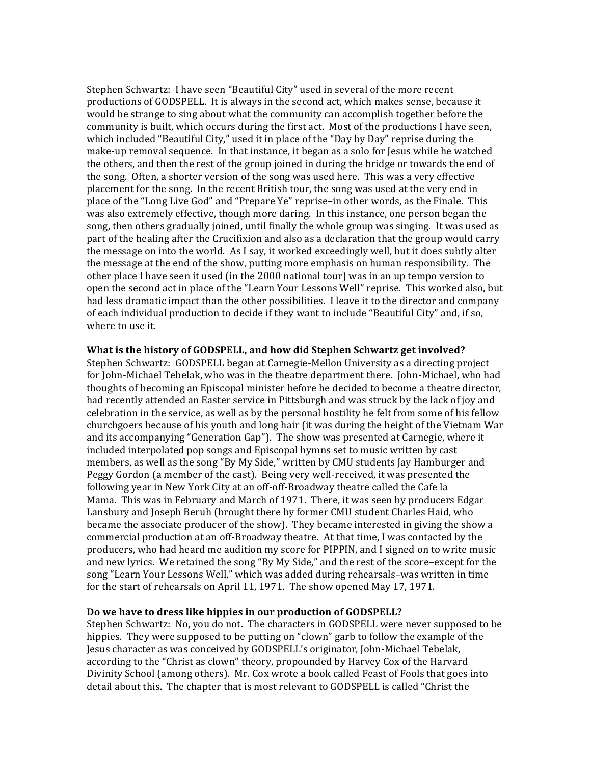Stephen Schwartz: I have seen "Beautiful City" used in several of the more recent productions of GODSPELL. It is always in the second act, which makes sense, because it would be strange to sing about what the community can accomplish together before the community is built, which occurs during the first act. Most of the productions I have seen, which included "Beautiful City," used it in place of the "Day by Day" reprise during the make-up removal sequence. In that instance, it began as a solo for Jesus while he watched the others, and then the rest of the group joined in during the bridge or towards the end of the song. Often, a shorter version of the song was used here. This was a very effective placement for the song. In the recent British tour, the song was used at the very end in place of the "Long Live God" and "Prepare Ye" reprise–in other words, as the Finale. This was also extremely effective, though more daring. In this instance, one person began the song, then others gradually joined, until finally the whole group was singing. It was used as part of the healing after the Crucifixion and also as a declaration that the group would carry the message on into the world. As I say, it worked exceedingly well, but it does subtly alter the message at the end of the show, putting more emphasis on human responsibility. The other place I have seen it used (in the 2000 national tour) was in an up tempo version to open the second act in place of the "Learn Your Lessons Well" reprise. This worked also, but had less dramatic impact than the other possibilities. I leave it to the director and company of each individual production to decide if they want to include "Beautiful City" and, if so, where to use it.

**What is the history of GODSPELL, and how did Stephen Schwartz get involved?**

Stephen Schwartz: GODSPELL began at Carnegie-Mellon University as a directing project for John-Michael Tebelak, who was in the theatre department there. John-Michael, who had thoughts of becoming an Episcopal minister before he decided to become a theatre director, had recently attended an Easter service in Pittsburgh and was struck by the lack of joy and celebration in the service, as well as by the personal hostility he felt from some of his fellow churchgoers because of his youth and long hair (it was during the height of the Vietnam War and its accompanying "Generation Gap"). The show was presented at Carnegie, where it included interpolated pop songs and Episcopal hymns set to music written by cast members, as well as the song "By My Side," written by CMU students Jay Hamburger and Peggy Gordon (a member of the cast). Being very well-received, it was presented the following year in New York City at an off-off-Broadway theatre called the Cafe la Mama. This was in February and March of 1971. There, it was seen by producers Edgar Lansbury and Joseph Beruh (brought there by former CMU student Charles Haid, who became the associate producer of the show). They became interested in giving the show a commercial production at an off-Broadway theatre. At that time, I was contacted by the producers, who had heard me audition my score for PIPPIN, and I signed on to write music and new lyrics. We retained the song "By My Side," and the rest of the score–except for the song "Learn Your Lessons Well," which was added during rehearsals–was written in time for the start of rehearsals on April 11, 1971. The show opened May 17, 1971.

**Do we have to dress like hippies in our production of GODSPELL?**

Stephen Schwartz: No, you do not. The characters in GODSPELL were never supposed to be hippies. They were supposed to be putting on "clown" garb to follow the example of the Jesus character as was conceived by GODSPELL's originator, John-Michael Tebelak, according to the "Christ as clown" theory, propounded by Harvey Cox of the Harvard Divinity School (among others). Mr. Cox wrote a book called Feast of Fools that goes into detail about this. The chapter that is most relevant to GODSPELL is called "Christ the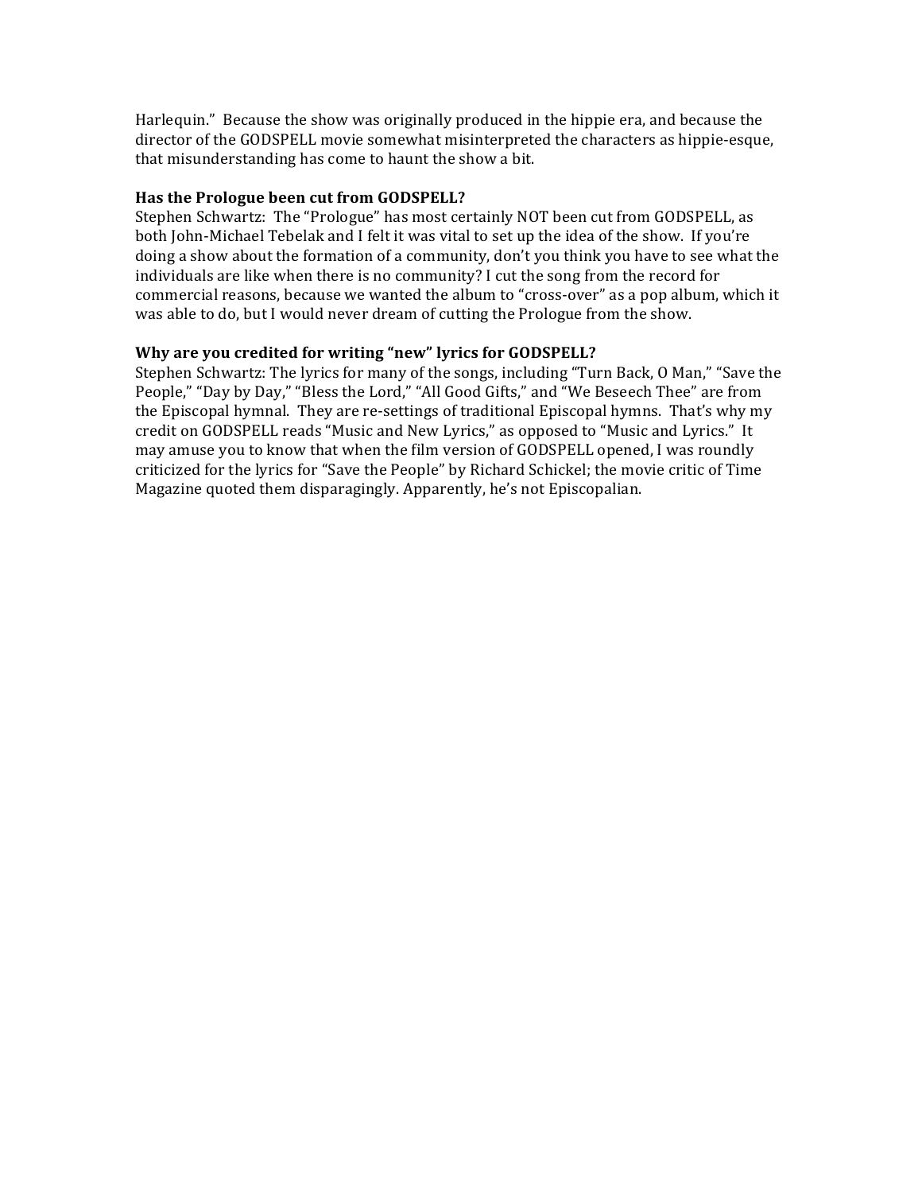Harlequin." Because the show was originally produced in the hippie era, and because the director of the GODSPELL movie somewhat misinterpreted the characters as hippie-esque, that misunderstanding has come to haunt the show a bit.

**Has the Prologue been cut from GODSPELL?**

Stephen Schwartz: The "Prologue" has most certainly NOT been cut from GODSPELL, as both John-Michael Tebelak and I felt it was vital to set up the idea of the show. If you're doing a show about the formation of a community, don't you think you have to see what the individuals are like when there is no community? I cut the song from the record for commercial reasons, because we wanted the album to "cross-over" as a pop album, which it was able to do, but I would never dream of cutting the Prologue from the show.

**Why are you credited for writing "new" lyrics for GODSPELL?**

Stephen Schwartz: The lyrics for many of the songs, including "Turn Back, O Man," "Save the People," "Day by Day," "Bless the Lord," "All Good Gifts," and "We Beseech Thee" are from the Episcopal hymnal. They are re-settings of traditional Episcopal hymns. That's why my credit on GODSPELL reads "Music and New Lyrics," as opposed to "Music and Lyrics." It may amuse you to know that when the film version of GODSPELL opened, I was roundly criticized for the lyrics for "Save the People" by Richard Schickel; the movie critic of Time Magazine quoted them disparagingly. Apparently, he's not Episcopalian.